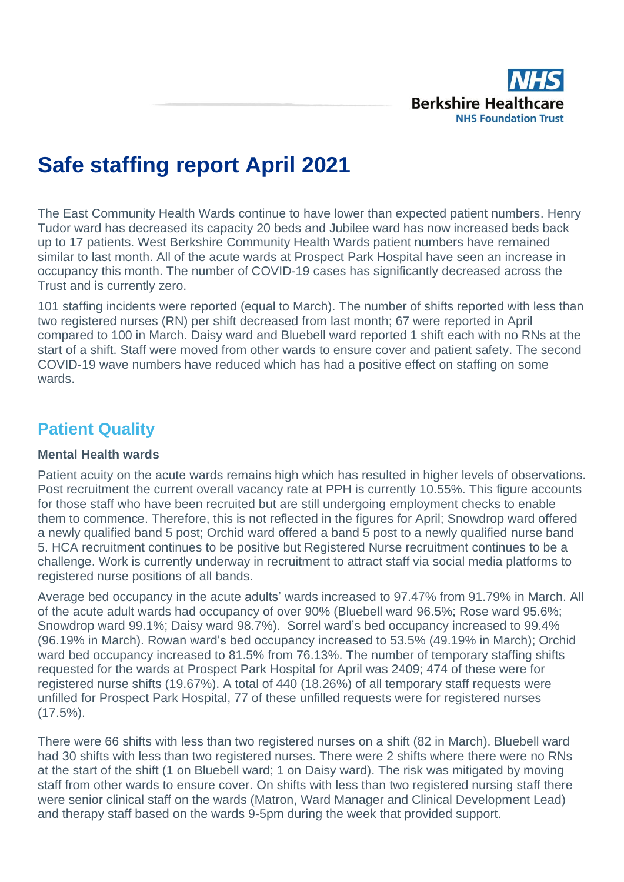# Safe staffing report April 2021

The East Community Health Wards continue to have lower than expected patient numbers. Henry Tudor ward has decreased its capacity 20 beds and Jubilee ward has now increased beds back up to 17 patients. West Berkshire Community Health Wards patient numbers have remained similar to last month. All of the acute wards at Prospect Park Hospital have seen an increase in occupancy this month. The number of COVID-19 cases has significantly decreased across the Trust and is currently zero.

101 staffing incidents were reported (equal to March). The number of shifts reported with less than two registered nurses (RN) per shift decreased from last month; 67 were reported in April compared to 100 in March. Daisy ward and Bluebell ward reported 1 shift each with no RNs at the start of a shift. Staff were moved from other wards to ensure cover and patient safety. The second COVID-19 wave numbers have reduced which has had a positive effect on staffing on some wards.

## Patient Quality

**Mental Health wards**

Patient acuity on the acute wards remains high which has resulted in higher levels of observations. Post recruitment the current overall vacancy rate at PPH is currently 10.55%. This figure accounts for those staff who have been recruited but are still undergoing employment checks to enable them to commence. Therefore, this is not reflected in the figures for April; Snowdrop ward offered a newly qualified band 5 post; Orchid ward offered a band 5 post to a newly qualified nurse band 5. HCA recruitment continues to be positive but Registered Nurse recruitment continues to be a challenge. Work is currently underway in recruitment to attract staff via social media platforms to registered nurse positions of all bands.

Average bed occupancy in the acute adults' wards increased to 97.47% from 91.79% in March. All of the acute adult wards had occupancy of over 90% (Bluebell ward 96.5%; Rose ward 95.6%; Snowdrop ward 99.1%; Daisy ward 98.7%). Sorrel ward's bed occupancy increased to 99.4% (96.19% in March). Rowan ward's bed occupancy increased to 53.5% (49.19% in March); Orchid ward bed occupancy increased to 81.5% from 76.13%. The number of temporary staffing shifts requested for the wards at Prospect Park Hospital for April was 2409; 474 of these were for registered nurse shifts (19.67%). A total of 440 (18.26%) of all temporary staff requests were unfilled for Prospect Park Hospital, 77 of these unfilled requests were for registered nurses (17.5%).

There were 66 shifts with less than two registered nurses on a shift (82 in March). Bluebell ward had 30 shifts with less than two registered nurses. There were 2 shifts where there were no RNs at the start of the shift (1 on Bluebell ward; 1 on Daisy ward). The risk was mitigated by moving staff from other wards to ensure cover. On shifts with less than two registered nursing staff there were senior clinical staff on the wards (Matron, Ward Manager and Clinical Development Lead) and therapy staff based on the wards 9-5pm during the week that provided support.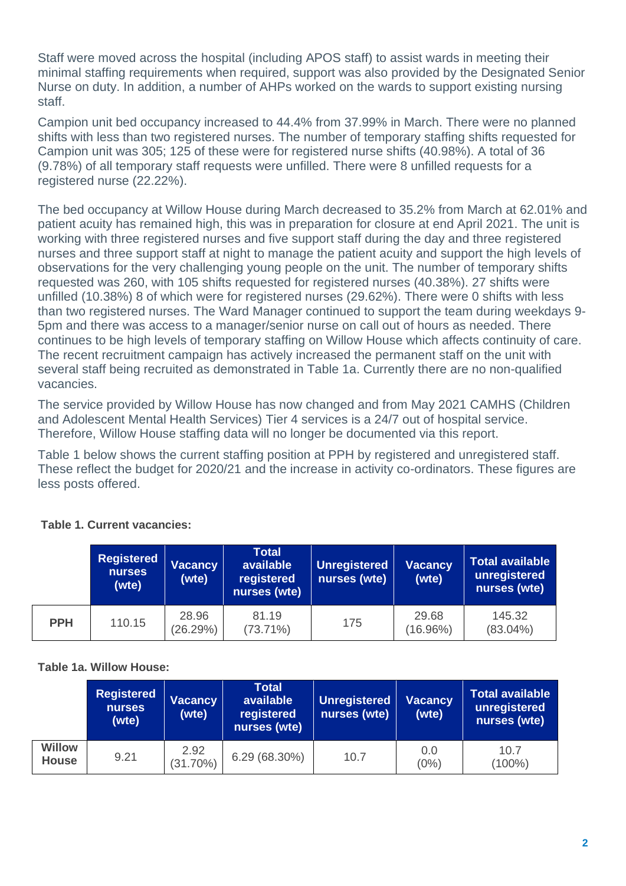Staff were moved across the hospital (including APOS staff) to assist wards in meeting their minimal staffing requirements when required, support was also provided by the Designated Senior Nurse on duty. In addition, a number of AHPs worked on the wards to support existing nursing staff.

Campion unit bed occupancy increased to 44.4% from 37.99% in March. There were no planned shifts with less than two registered nurses. The number of temporary staffing shifts requested for Campion unit was 305; 125 of these were for registered nurse shifts (40.98%). A total of 36 (9.78%) of all temporary staff requests were unfilled. There were 8 unfilled requests for a registered nurse (22.22%).

The bed occupancy at Willow House during March decreased to 35.2% from March at 62.01% and patient acuity has remained high, this was in preparation for closure at end April 2021. The unit is working with three registered nurses and five support staff during the day and three registered nurses and three support at night to manage the patient acuity and support the high levels of observations for the very challenging young people on the unit. The number of temporary shifts requested was 260, with 105 shifts requested for registered nurses (40.38%). 27 shifts were unfilled (10.38%) 8 of which were for registered nurses (29.62%). There were 0 shifts with less than two registered nurses. The Ward Manager continued to support the team during weekdays 9-5pm and there was access to a manager/senior nurse on call out of hours as needed. There continues to be high levels of temporary staffing on Willow House which affects continuity of care. The recent recruitment campaign has actively increased the permanent staff on the unit with several staff being recruited as demonstrated in Table 1a. Currently there are no non-qualified vacancies.

The service provided by Willow House has now changed and from May 2021 CAMHS (Children and Adolescent Mental Health Services) Tier 4 services is a 24/7 out of hospital service. Therefore, Willow House staffing data will no longer be documented via this report.

Table 1 below shows the current staffing position at PPH by registered and unregistered staff. These reflect the budget for 2020/21 and the increase in activity co-ordinators. These figures are less posts offered.

**Table 1. Current vacancies:**

| | Registered nurses (wte) | Vacancy (wte) | Total available registered nurses (wte) | Unregistered nurses (wte) | Vacancy (wte) | Total available unregistered nurses (wte) |
|---|---|---|---|---|---|---|
| **PPH** | 110.15 | 28.96 (26.29%) | 81.19 (73.71%) | 175 | 29.68 (16.96%) | 145.32 (83.04%) |

**Table 1a. Willow House:**

| | Registered nurses (wte) | Vacancy (wte) | Total available registered nurses (wte) | Unregistered nurses (wte) | Vacancy (wte) | Total available unregistered nurses (wte) |
|---|---|---|---|---|---|---|
| **Willow House** | 9.21 | 2.92 (31.70%) | 6.29 (68.30%) | 10.7 | 0.0 (0%) | 10.7 (100%) |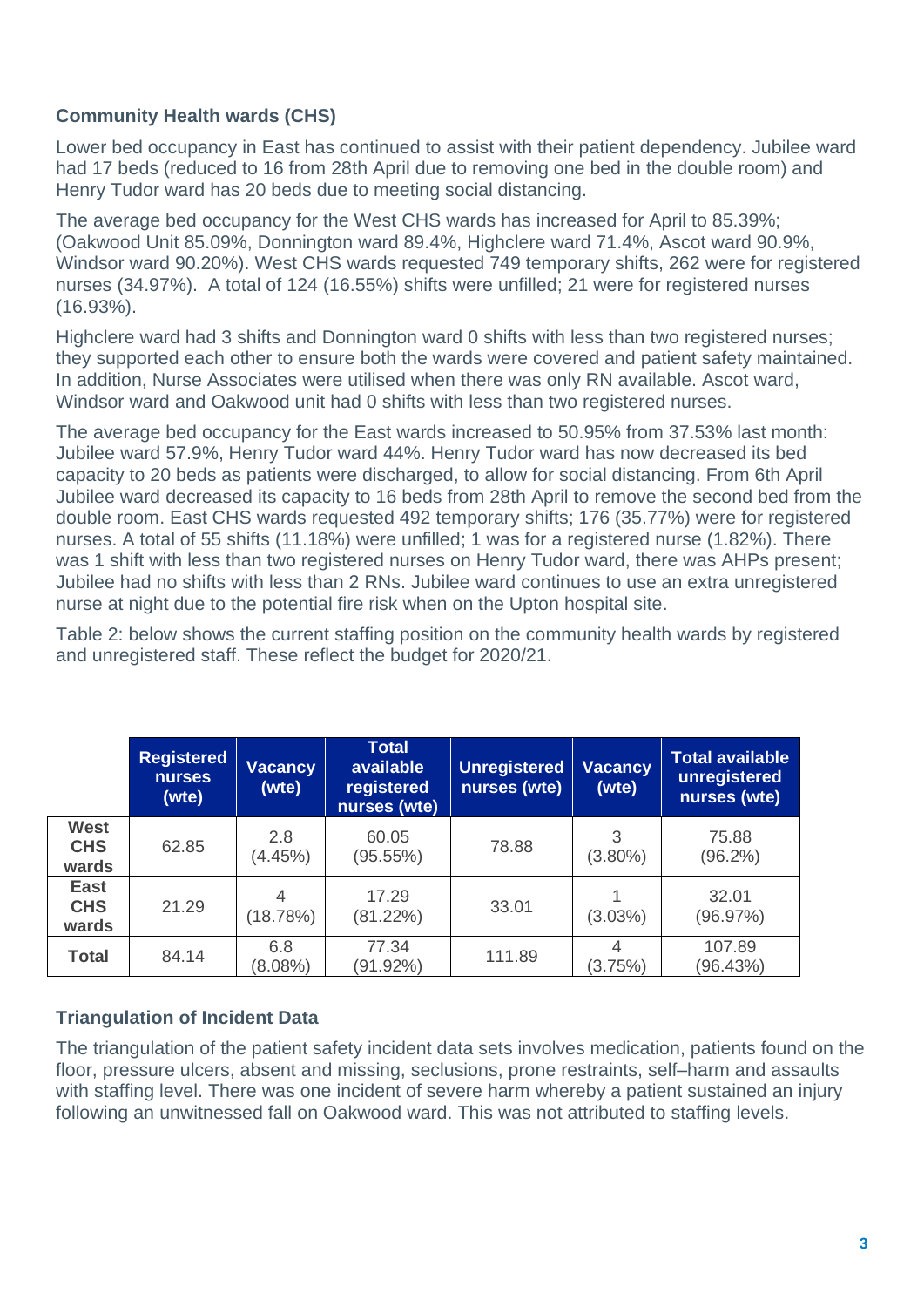### Community Health wards (CHS)

Lower bed occupancy in East has continued to assist with their patient dependency. Jubilee ward had 17 beds (reduced to 16 from 28th April due to removing one bed in the double room) and Henry Tudor ward has 20 beds due to meeting social distancing.

The average bed occupancy for the West CHS wards has increased for April to 85.39%; (Oakwood Unit 85.09%, Donnington ward 89.4%, Highclere ward 71.4%, Ascot ward 90.9%, Windsor ward 90.20%). West CHS wards requested 749 temporary shifts, 262 were for registered nurses (34.97%). A total of 124 (16.55%) shifts were unfilled; 21 were for registered nurses (16.93%).

Highclere ward had 3 shifts and Donnington ward 0 shifts with less than two registered nurses; they supported each other to ensure both the wards were covered and patient safety maintained. In addition, Nurse Associates were utilised when there was only RN available. Ascot ward, Windsor ward and Oakwood unit had 0 shifts with less than two registered nurses.

The average bed occupancy for the East wards increased to 50.95% from 37.53% last month: Jubilee ward 57.9%, Henry Tudor ward 44%. Henry Tudor ward has now decreased its bed capacity to 20 beds as patients were discharged, to allow for social distancing. From 6th April Jubilee ward decreased its capacity to 16 beds from 28th April to remove the second bed from the double room. East CHS wards requested 492 temporary shifts; 176 (35.77%) were for registered nurses. A total of 55 shifts (11.18%) were unfilled; 1 was for a registered nurse (1.82%). There was 1 shift with less than two registered nurses on Henry Tudor ward, there was AHPs present; Jubilee had no shifts with less than 2 RNs. Jubilee ward continues to use an extra unregistered nurse at night due to the potential fire risk when on the Upton hospital site.

Table 2: below shows the current staffing position on the community health wards by registered and unregistered staff. These reflect the budget for 2020/21.

| | Registered nurses (wte) | Vacancy (wte) | Total available registered nurses (wte) | Unregistered nurses (wte) | Vacancy (wte) | Total available unregistered nurses (wte) |
|---|---|---|---|---|---|---|
| **West CHS wards** | 62.85 | 2.8 (4.45%) | 60.05 (95.55%) | 78.88 | 3 (3.80%) | 75.88 (96.2%) |
| **East CHS wards** | 21.29 | 4 (18.78%) | 17.29 (81.22%) | 33.01 | 1 (3.03%) | 32.01 (96.97%) |
| **Total** | 84.14 | 6.8 (8.08%) | 77.34 (91.92%) | 111.89 | 4 (3.75%) | 107.89 (96.43%) |

### Triangulation of Incident Data

The triangulation of the patient safety incident data sets involves medication, patients found on the floor, pressure ulcers, absent and missing, seclusions, prone restraints, self–harm and assaults with staffing level. There was one incident of severe harm whereby a patient sustained an injury following an unwitnessed fall on Oakwood ward. This was not attributed to staffing levels.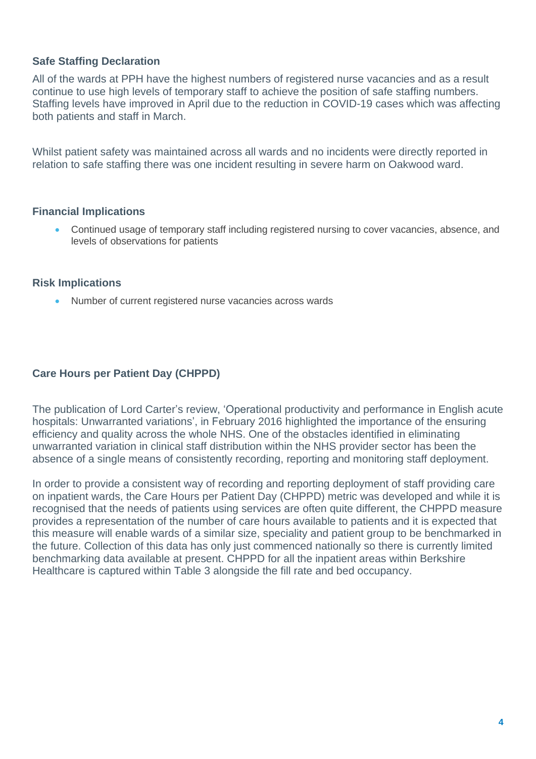### Safe Staffing Declaration

All of the wards at PPH have the highest numbers of registered nurse vacancies and as a result continue to use high levels of temporary staff to achieve the position of safe staffing numbers. Staffing levels have improved in April due to the reduction in COVID-19 cases which was affecting both patients and staff in March.

Whilst patient safety was maintained across all wards and no incidents were directly reported in relation to safe staffing there was one incident resulting in severe harm on Oakwood ward.

### Financial Implications

- Continued usage of temporary staff including registered nursing to cover vacancies, absence, and levels of observations for patients

### Risk Implications

- Number of current registered nurse vacancies across wards

### Care Hours per Patient Day (CHPPD)

The publication of Lord Carter's review, 'Operational productivity and performance in English acute hospitals: Unwarranted variations', in February 2016 highlighted the importance of the ensuring efficiency and quality across the whole NHS. One of the obstacles identified in eliminating unwarranted variation in clinical staff distribution within the NHS provider sector has been the absence of a single means of consistently recording, reporting and monitoring staff deployment.

In order to provide a consistent way of recording and reporting deployment of staff providing care on inpatient wards, the Care Hours per Patient Day (CHPPD) metric was developed and while it is recognised that the needs of patients using services are often quite different, the CHPPD measure provides a representation of the number of care hours available to patients and it is expected that this measure will enable wards of a similar size, speciality and patient group to be benchmarked in the future. Collection of this data has only just commenced nationally so there is currently limited benchmarking data available at present. CHPPD for all the inpatient areas within Berkshire Healthcare is captured within Table 3 alongside the fill rate and bed occupancy.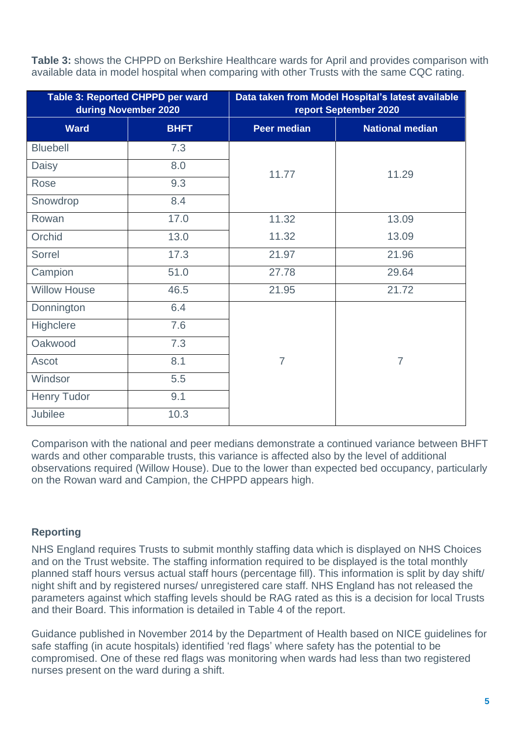**Table 3:** shows the CHPPD on Berkshire Healthcare wards for April and provides comparison with available data in model hospital when comparing with other Trusts with the same CQC rating.

| Table 3: Reported CHPPD per ward during November 2020 | | Data taken from Model Hospital's latest available report September 2020 | |
|---|---|---|---|
| **Ward** | **BHFT** | **Peer median** | **National median** |
| Bluebell | 7.3 | 11.77 | 11.29 |
| Daisy | 8.0 | | |
| Rose | 9.3 | | |
| Snowdrop | 8.4 | | |
| Rowan | 17.0 | 11.32 | 13.09 |
| Orchid | 13.0 | 11.32 | 13.09 |
| Sorrel | 17.3 | 21.97 | 21.96 |
| Campion | 51.0 | 27.78 | 29.64 |
| Willow House | 46.5 | 21.95 | 21.72 |
| Donnington | 6.4 | 7 | 7 |
| Highclere | 7.6 | | |
| Oakwood | 7.3 | | |
| Ascot | 8.1 | | |
| Windsor | 5.5 | | |
| Henry Tudor | 9.1 | | |
| Jubilee | 10.3 | | |

Comparison with the national and peer medians demonstrate a continued variance between BHFT wards and other comparable trusts, this variance is affected also by the level of additional observations required (Willow House). Due to the lower than expected bed occupancy, particularly on the Rowan ward and Campion, the CHPPD appears high.

### Reporting

NHS England requires Trusts to submit monthly staffing data which is displayed on NHS Choices and on the Trust website. The staffing information required to be displayed is the total monthly planned staff hours versus actual staff hours (percentage fill). This information is split by day shift/ night shift and by registered nurses/ unregistered care staff. NHS England has not released the parameters against which staffing levels should be RAG rated as this is a decision for local Trusts and their Board. This information is detailed in Table 4 of the report.

Guidance published in November 2014 by the Department of Health based on NICE guidelines for safe staffing (in acute hospitals) identified 'red flags' where safety has the potential to be compromised. One of these red flags was monitoring when wards had less than two registered nurses present on the ward during a shift.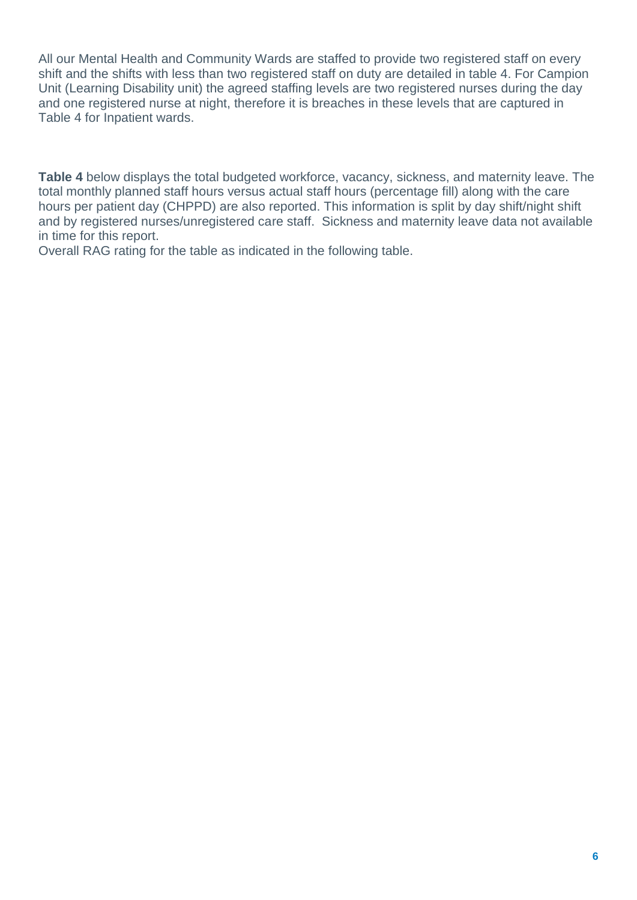All our Mental Health and Community Wards are staffed to provide two registered staff on every shift and the shifts with less than two registered staff on duty are detailed in table 4. For Campion Unit (Learning Disability unit) the agreed staffing levels are two registered nurses during the day and one registered nurse at night, therefore it is breaches in these levels that are captured in Table 4 for Inpatient wards.

**Table 4** below displays the total budgeted workforce, vacancy, sickness, and maternity leave. The total monthly planned staff hours versus actual staff hours (percentage fill) along with the care hours per patient day (CHPPD) are also reported. This information is split by day shift/night shift and by registered nurses/unregistered care staff. Sickness and maternity leave data not available in time for this report.
Overall RAG rating for the table as indicated in the following table.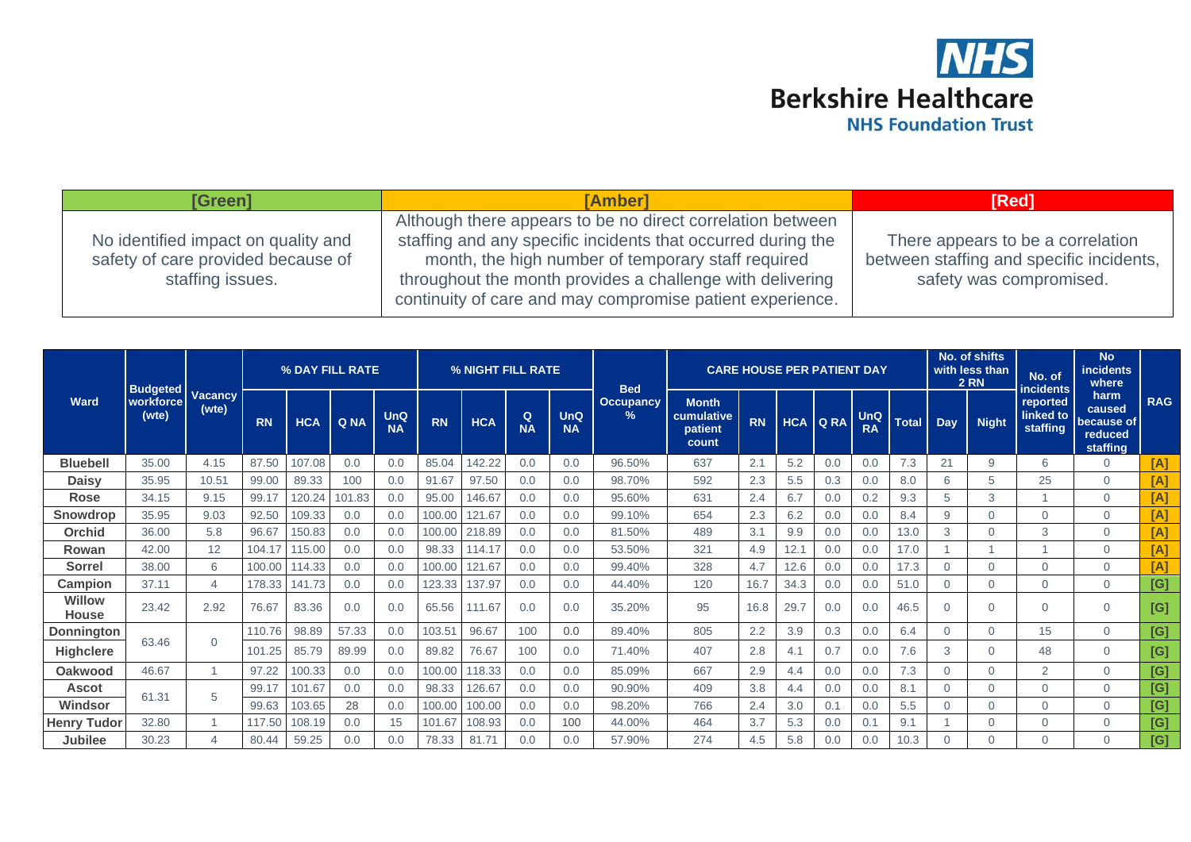**NHS Berkshire Healthcare NHS Foundation Trust**

| [Green] | [Amber] | [Red] |
|---|---|---|
| No identified impact on quality and safety of care provided because of staffing issues. | Although there appears to be no direct correlation between staffing and any specific incidents that occurred during the month, the high number of temporary staff required throughout the month provides a challenge with delivering continuity of care and may compromise patient experience. | There appears to be a correlation between staffing and specific incidents, safety was compromised. |

| Ward | Budgeted workforce (wte) | Vacancy (wte) | % DAY FILL RATE | | | | % NIGHT FILL RATE | | | | Bed Occupancy % | CARE HOUSE PER PATIENT DAY | | | | | | No. of shifts with less than 2 RN | | No. of incidents reported linked to staffing | No incidents where harm caused because of reduced staffing | RAG |
|---|---|---|---|---|---|---|---|---|---|---|---|---|---|---|---|---|---|---|---|---|---|---|
| | | | RN | HCA | Q NA | UnQ NA | RN | HCA | Q NA | UnQ NA | | Month cumulative patient count | RN | HCA | Q RA | UnQ RA | Total | Day | Night | | | |
| Bluebell | 35.00 | 4.15 | 87.50 | 107.08 | 0.0 | 0.0 | 85.04 | 142.22 | 0.0 | 0.0 | 96.50% | 637 | 2.1 | 5.2 | 0.0 | 0.0 | 7.3 | 21 | 9 | 6 | 0 | [A] |
| Daisy | 35.95 | 10.51 | 99.00 | 89.33 | 100 | 0.0 | 91.67 | 97.50 | 0.0 | 0.0 | 98.70% | 592 | 2.3 | 5.5 | 0.3 | 0.0 | 8.0 | 6 | 5 | 25 | 0 | [A] |
| Rose | 34.15 | 9.15 | 99.17 | 120.24 | 101.83 | 0.0 | 95.00 | 146.67 | 0.0 | 0.0 | 95.60% | 631 | 2.4 | 6.7 | 0.0 | 0.2 | 9.3 | 5 | 3 | 1 | 0 | [A] |
| Snowdrop | 35.95 | 9.03 | 92.50 | 109.33 | 0.0 | 0.0 | 100.00 | 121.67 | 0.0 | 0.0 | 99.10% | 654 | 2.3 | 6.2 | 0.0 | 0.0 | 8.4 | 9 | 0 | 0 | 0 | [A] |
| Orchid | 36.00 | 5.8 | 96.67 | 150.83 | 0.0 | 0.0 | 100.00 | 218.89 | 0.0 | 0.0 | 81.50% | 489 | 3.1 | 9.9 | 0.0 | 0.0 | 13.0 | 3 | 0 | 3 | 0 | [A] |
| Rowan | 42.00 | 12 | 104.17 | 115.00 | 0.0 | 0.0 | 98.33 | 114.17 | 0.0 | 0.0 | 53.50% | 321 | 4.9 | 12.1 | 0.0 | 0.0 | 17.0 | 1 | 1 | 1 | 0 | [A] |
| Sorrel | 38.00 | 6 | 100.00 | 114.33 | 0.0 | 0.0 | 100.00 | 121.67 | 0.0 | 0.0 | 99.40% | 328 | 4.7 | 12.6 | 0.0 | 0.0 | 17.3 | 0 | 0 | 0 | 0 | [A] |
| Campion | 37.11 | 4 | 178.33 | 141.73 | 0.0 | 0.0 | 123.33 | 137.97 | 0.0 | 0.0 | 44.40% | 120 | 16.7 | 34.3 | 0.0 | 0.0 | 51.0 | 0 | 0 | 0 | 0 | [G] |
| Willow House | 23.42 | 2.92 | 76.67 | 83.36 | 0.0 | 0.0 | 65.56 | 111.67 | 0.0 | 0.0 | 35.20% | 95 | 16.8 | 29.7 | 0.0 | 0.0 | 46.5 | 0 | 0 | 0 | 0 | [G] |
| Donnington | 63.46 | 0 | 110.76 | 98.89 | 57.33 | 0.0 | 103.51 | 96.67 | 100 | 0.0 | 89.40% | 805 | 2.2 | 3.9 | 0.3 | 0.0 | 6.4 | 0 | 0 | 15 | 0 | [G] |
| Highclere | | | 101.25 | 85.79 | 89.99 | 0.0 | 89.82 | 76.67 | 100 | 0.0 | 71.40% | 407 | 2.8 | 4.1 | 0.7 | 0.0 | 7.6 | 3 | 0 | 48 | 0 | [G] |
| Oakwood | 46.67 | 1 | 97.22 | 100.33 | 0.0 | 0.0 | 100.00 | 118.33 | 0.0 | 0.0 | 85.09% | 667 | 2.9 | 4.4 | 0.0 | 0.0 | 7.3 | 0 | 0 | 2 | 0 | [G] |
| Ascot | 61.31 | 5 | 99.17 | 101.67 | 0.0 | 0.0 | 98.33 | 126.67 | 0.0 | 0.0 | 90.90% | 409 | 3.8 | 4.4 | 0.0 | 0.0 | 8.1 | 0 | 0 | 0 | 0 | [G] |
| Windsor | | | 99.63 | 103.65 | 28 | 0.0 | 100.00 | 100.00 | 0.0 | 0.0 | 98.20% | 766 | 2.4 | 3.0 | 0.1 | 0.0 | 5.5 | 0 | 0 | 0 | 0 | [G] |
| Henry Tudor | 32.80 | 1 | 117.50 | 108.19 | 0.0 | 15 | 101.67 | 108.93 | 0.0 | 100 | 44.00% | 464 | 3.7 | 5.3 | 0.0 | 0.1 | 9.1 | 1 | 0 | 0 | 0 | [G] |
| Jubilee | 30.23 | 4 | 80.44 | 59.25 | 0.0 | 0.0 | 78.33 | 81.71 | 0.0 | 0.0 | 57.90% | 274 | 4.5 | 5.8 | 0.0 | 0.0 | 10.3 | 0 | 0 | 0 | 0 | [G] |